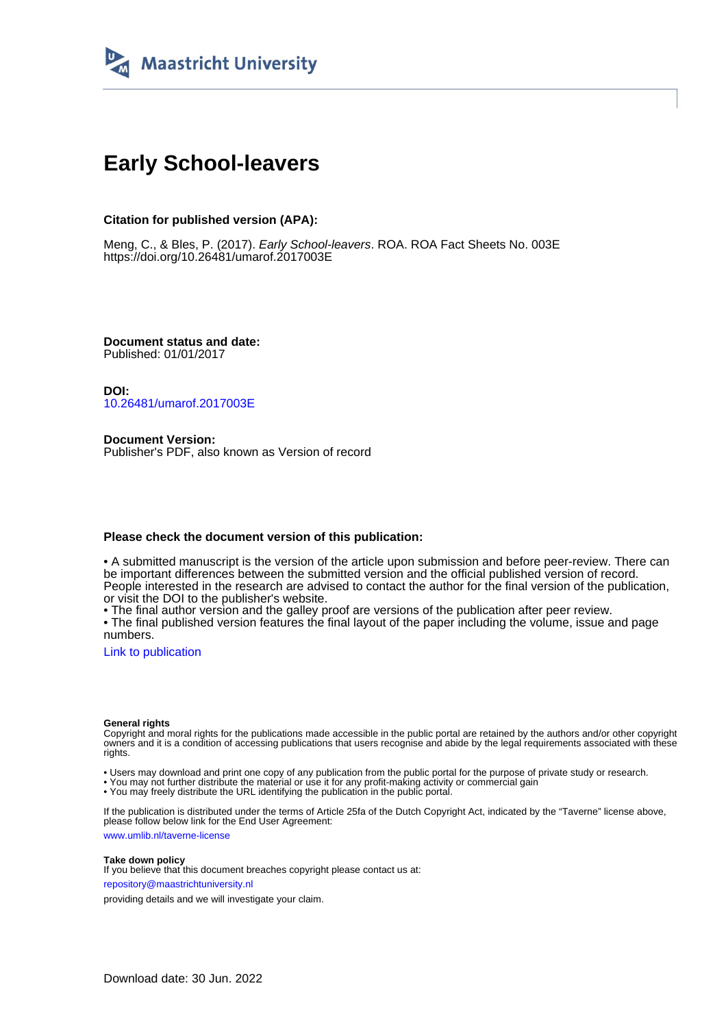Maastricht University

# Early School-leavers

**Citation for published version (APA):**

Meng, C., & Bles, P. (2017). *Early School-leavers*. ROA. ROA Fact Sheets No. 003E
https://doi.org/10.26481/umarof.2017003E

**Document status and date:**
Published: 01/01/2017

**DOI:**
10.26481/umarof.2017003E

**Document Version:**
Publisher's PDF, also known as Version of record

**Please check the document version of this publication:**

• A submitted manuscript is the version of the article upon submission and before peer-review. There can be important differences between the submitted version and the official published version of record. People interested in the research are advised to contact the author for the final version of the publication, or visit the DOI to the publisher's website.
• The final author version and the galley proof are versions of the publication after peer review.
• The final published version features the final layout of the paper including the volume, issue and page numbers.

Link to publication

**General rights**
Copyright and moral rights for the publications made accessible in the public portal are retained by the authors and/or other copyright owners and it is a condition of accessing publications that users recognise and abide by the legal requirements associated with these rights.

• Users may download and print one copy of any publication from the public portal for the purpose of private study or research.
• You may not further distribute the material or use it for any profit-making activity or commercial gain
• You may freely distribute the URL identifying the publication in the public portal.

If the publication is distributed under the terms of Article 25fa of the Dutch Copyright Act, indicated by the "Taverne" license above, please follow below link for the End User Agreement:

www.umlib.nl/taverne-license

**Take down policy**
If you believe that this document breaches copyright please contact us at:

repository@maastrichtuniversity.nl

providing details and we will investigate your claim.

Download date: 30 Jun. 2022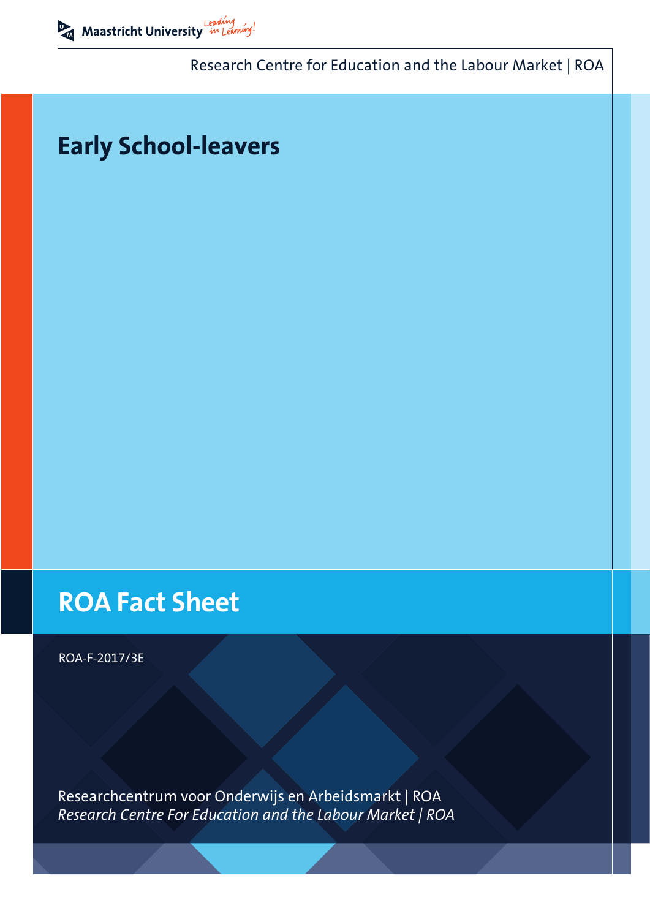Maastricht University

Research Centre for Education and the Labour Market | ROA

# Early School-leavers

# ROA Fact Sheet

ROA-F-2017/3E

Researchcentrum voor Onderwijs en Arbeidsmarkt | ROA

*Research Centre For Education and the Labour Market | ROA*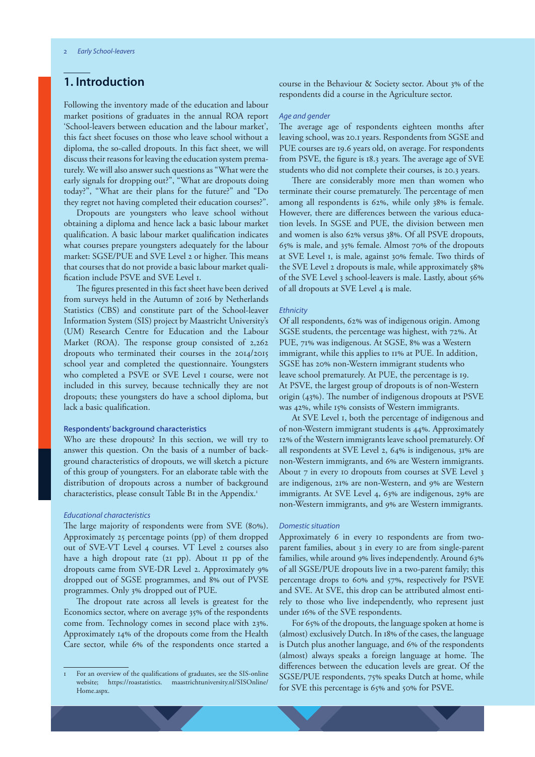# 1. Introduction

Following the inventory made of the education and labour market positions of graduates in the annual ROA report 'School-leavers between education and the labour market', this fact sheet focuses on those who leave school without a diploma, the so-called dropouts. In this fact sheet, we will discuss their reasons for leaving the education system prematurely. We will also answer such questions as "What were the early signals for dropping out?", "What are dropouts doing today?", "What are their plans for the future?" and "Do they regret not having completed their education courses?".

Dropouts are youngsters who leave school without obtaining a diploma and hence lack a basic labour market qualification. A basic labour market qualification indicates what courses prepare youngsters adequately for the labour market: SGSE/PUE and SVE Level 2 or higher. This means that courses that do not provide a basic labour market qualification include PSVE and SVE Level 1.

The figures presented in this fact sheet have been derived from surveys held in the Autumn of 2016 by Netherlands Statistics (CBS) and constitute part of the School-leaver Information System (SIS) project by Maastricht University's (UM) Research Centre for Education and the Labour Market (ROA). The response group consisted of 2,262 dropouts who terminated their courses in the 2014/2015 school year and completed the questionnaire. Youngsters who completed a PSVE or SVE Level 1 course, were not included in this survey, because technically they are not dropouts; these youngsters do have a school diploma, but lack a basic qualification.

### Respondents' background characteristics

Who are these dropouts? In this section, we will try to answer this question. On the basis of a number of background characteristics of dropouts, we will sketch a picture of this group of youngsters. For an elaborate table with the distribution of dropouts across a number of background characteristics, please consult Table B1 in the Appendix.[1]

#### *Educational characteristics*

The large majority of respondents were from SVE (80%). Approximately 25 percentage points (pp) of them dropped out of SVE-VT Level 4 courses. VT Level 2 courses also have a high dropout rate (21 pp). About 11 pp of the dropouts came from SVE-DR Level 2. Approximately 9% dropped out of SGSE programmes, and 8% out of PVSE programmes. Only 3% dropped out of PUE.

The dropout rate across all levels is greatest for the Economics sector, where on average 35% of the respondents come from. Technology comes in second place with 23%. Approximately 14% of the dropouts come from the Health Care sector, while 6% of the respondents once started a course in the Behaviour & Society sector. About 3% of the respondents did a course in the Agriculture sector.

#### *Age and gender*

The average age of respondents eighteen months after leaving school, was 20.1 years. Respondents from SGSE and PUE courses are 19.6 years old, on average. For respondents from PSVE, the figure is 18.3 years. The average age of SVE students who did not complete their courses, is 20.3 years.

There are considerably more men than women who terminate their course prematurely. The percentage of men among all respondents is 62%, while only 38% is female. However, there are differences between the various education levels. In SGSE and PUE, the division between men and women is also 62% versus 38%. Of all PSVE dropouts, 65% is male, and 35% female. Almost 70% of the dropouts at SVE Level 1, is male, against 30% female. Two thirds of the SVE Level 2 dropouts is male, while approximately 58% of the SVE Level 3 school-leavers is male. Lastly, about 56% of all dropouts at SVE Level 4 is male.

#### *Ethnicity*

Of all respondents, 62% was of indigenous origin. Among SGSE students, the percentage was highest, with 72%. At PUE, 71% was indigenous. At SGSE, 8% was a Western immigrant, while this applies to 11% at PUE. In addition, SGSE has 20% non-Western immigrant students who leave school prematurely. At PUE, the percentage is 19. At PSVE, the largest group of dropouts is of non-Western origin (43%). The number of indigenous dropouts at PSVE was 42%, while 15% consists of Western immigrants.

At SVE Level 1, both the percentage of indigenous and of non-Western immigrant students is 44%. Approximately 12% of the Western immigrants leave school prematurely. Of all respondents at SVE Level 2, 64% is indigenous, 31% are non-Western immigrants, and 6% are Western immigrants. About 7 in every 10 dropouts from courses at SVE Level 3 are indigenous, 21% are non-Western, and 9% are Western immigrants. At SVE Level 4, 63% are indigenous, 29% are non-Western immigrants, and 9% are Western immigrants.

#### *Domestic situation*

Approximately 6 in every 10 respondents are from two-parent families, about 3 in every 10 are from single-parent families, while around 9% lives independently. Around 63% of all SGSE/PUE dropouts live in a two-parent family; this percentage drops to 60% and 57%, respectively for PSVE and SVE. At SVE, this drop can be attributed almost entirely to those who live independently, who represent just under 16% of the SVE respondents.

For 65% of the dropouts, the language spoken at home is (almost) exclusively Dutch. In 18% of the cases, the language is Dutch plus another language, and 6% of the respondents (almost) always speaks a foreign language at home. The differences between the education levels are great. Of the SGSE/PUE respondents, 75% speaks Dutch at home, while for SVE this percentage is 65% and 50% for PSVE.

---

1 For an overview of the qualifications of graduates, see the SIS-online website; https://roastatistics. maastrichtuniversity.nl/SISOnline/Home.aspx.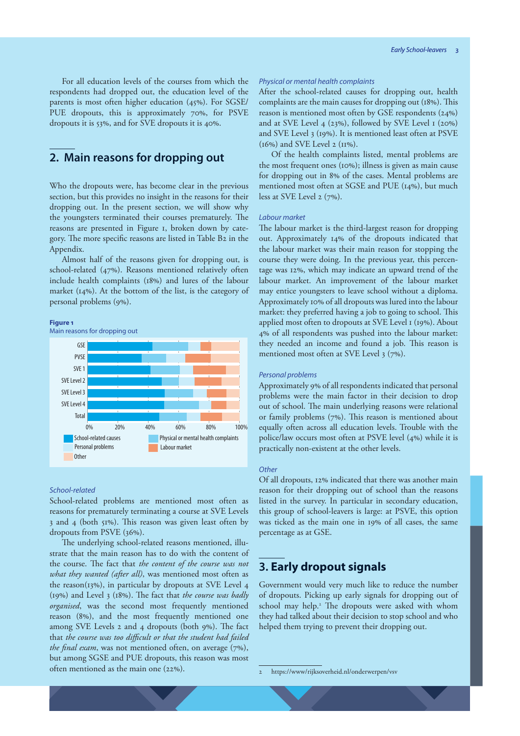For all education levels of the courses from which the respondents had dropped out, the education level of the parents is most often higher education (45%). For SGSE/PUE dropouts, this is approximately 70%, for PSVE dropouts it is 53%, and for SVE dropouts it is 40%.

## 2. Main reasons for dropping out

Who the dropouts were, has become clear in the previous section, but this provides no insight in the reasons for their dropping out. In the present section, we will show why the youngsters terminated their courses prematurely. The reasons are presented in Figure 1, broken down by category. The more specific reasons are listed in Table B2 in the Appendix.

Almost half of the reasons given for dropping out, is school-related (47%). Reasons mentioned relatively often include health complaints (18%) and lures of the labour market (14%). At the bottom of the list, is the category of personal problems (9%).

**Figure 1**
Main reasons for dropping out

### School-related

School-related problems are mentioned most often as reasons for prematurely terminating a course at SVE Levels 3 and 4 (both 51%). This reason was given least often by dropouts from PSVE (36%).

The underlying school-related reasons mentioned, illustrate that the main reason has to do with the content of the course. The fact that *the content of the course was not what they wanted (after all)*, was mentioned most often as the reason(13%), in particular by dropouts at SVE Level 4 (19%) and Level 3 (18%). The fact that *the course was badly organised*, was the second most frequently mentioned reason (8%), and the most frequently mentioned one among SVE Levels 2 and 4 dropouts (both 9%). The fact that *the course was too difficult or that the student had failed the final exam*, was not mentioned often, on average (7%), but among SGSE and PUE dropouts, this reason was most often mentioned as the main one (22%).

### Physical or mental health complaints

After the school-related causes for dropping out, health complaints are the main causes for dropping out (18%). This reason is mentioned most often by GSE respondents (24%) and at SVE Level 4 (23%), followed by SVE Level 1 (20%) and SVE Level 3 (19%). It is mentioned least often at PSVE (16%) and SVE Level 2 (11%).

Of the health complaints listed, mental problems are the most frequent ones (10%); illness is given as main cause for dropping out in 8% of the cases. Mental problems are mentioned most often at SGSE and PUE (14%), but much less at SVE Level 2 (7%).

### Labour market

The labour market is the third-largest reason for dropping out. Approximately 14% of the dropouts indicated that the labour market was their main reason for stopping the course they were doing. In the previous year, this percentage was 12%, which may indicate an upward trend of the labour market. An improvement of the labour market may entice youngsters to leave school without a diploma. Approximately 10% of all dropouts was lured into the labour market: they preferred having a job to going to school. This applied most often to dropouts at SVE Level 1 (19%). About 4% of all respondents was pushed into the labour market: they needed an income and found a job. This reason is mentioned most often at SVE Level 3 (7%).

### Personal problems

Approximately 9% of all respondents indicated that personal problems were the main factor in their decision to drop out of school. The main underlying reasons were relational or family problems (7%). This reason is mentioned about equally often across all education levels. Trouble with the police/law occurs most often at PSVE level (4%) while it is practically non-existent at the other levels.

### Other

Of all dropouts, 12% indicated that there was another main reason for their dropping out of school than the reasons listed in the survey. In particular in secondary education, this group of school-leavers is large: at PSVE, this option was ticked as the main one in 19% of all cases, the same percentage as at GSE.

## 3. Early dropout signals

Government would very much like to reduce the number of dropouts. Picking up early signals for dropping out of school may help.[2] The dropouts were asked with whom they had talked about their decision to stop school and who helped them trying to prevent their dropping out.

---

2 https://www.rijksoverheid.nl/onderwerpen/vsv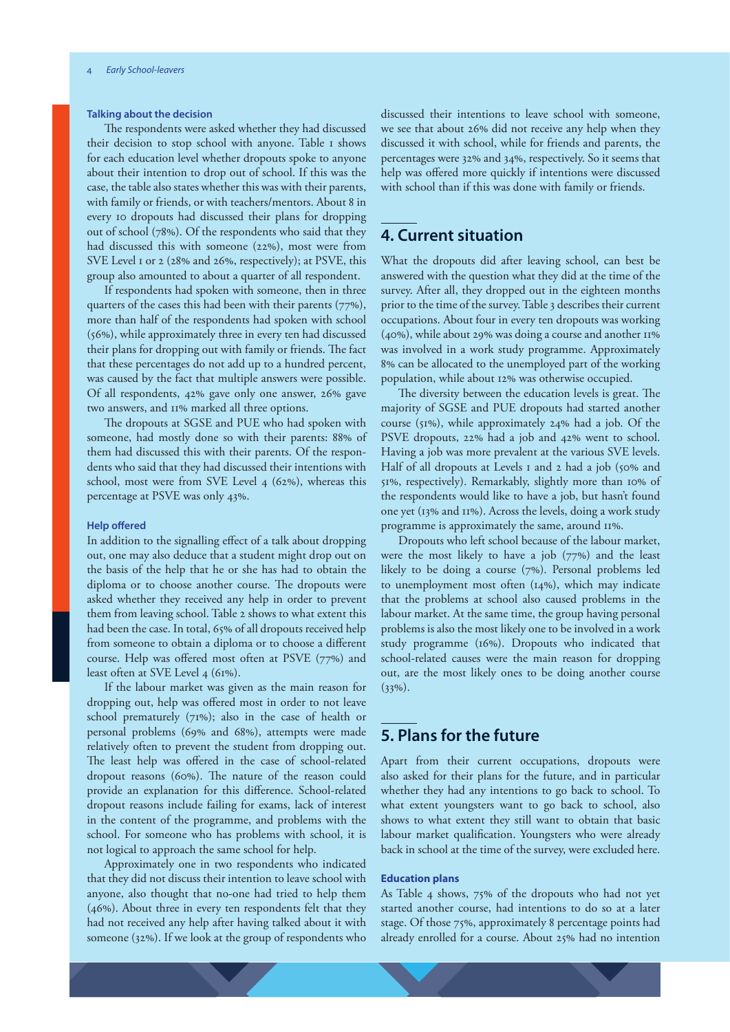### Talking about the decision

The respondents were asked whether they had discussed their decision to stop school with anyone. Table 1 shows for each education level whether dropouts spoke to anyone about their intention to drop out of school. If this was the case, the table also states whether this was with their parents, with family or friends, or with teachers/mentors. About 8 in every 10 dropouts had discussed their plans for dropping out of school (78%). Of the respondents who said that they had discussed this with someone (22%), most were from SVE Level 1 or 2 (28% and 26%, respectively); at PSVE, this group also amounted to about a quarter of all respondent.

If respondents had spoken with someone, then in three quarters of the cases this had been with their parents (77%), more than half of the respondents had spoken with school (56%), while approximately three in every ten had discussed their plans for dropping out with family or friends. The fact that these percentages do not add up to a hundred percent, was caused by the fact that multiple answers were possible. Of all respondents, 42% gave only one answer, 26% gave two answers, and 11% marked all three options.

The dropouts at SGSE and PUE who had spoken with someone, had mostly done so with their parents: 88% of them had discussed this with their parents. Of the respondents who said that they had discussed their intentions with school, most were from SVE Level 4 (62%), whereas this percentage at PSVE was only 43%.

### Help offered

In addition to the signalling effect of a talk about dropping out, one may also deduce that a student might drop out on the basis of the help that he or she has had to obtain the diploma or to choose another course. The dropouts were asked whether they received any help in order to prevent them from leaving school. Table 2 shows to what extent this had been the case. In total, 65% of all dropouts received help from someone to obtain a diploma or to choose a different course. Help was offered most often at PSVE (77%) and least often at SVE Level 4 (61%).

If the labour market was given as the main reason for dropping out, help was offered most in order to not leave school prematurely (71%); also in the case of health or personal problems (69% and 68%), attempts were made relatively often to prevent the student from dropping out. The least help was offered in the case of school-related dropout reasons (60%). The nature of the reason could provide an explanation for this difference. School-related dropout reasons include failing for exams, lack of interest in the content of the programme, and problems with the school. For someone who has problems with school, it is not logical to approach the same school for help.

Approximately one in two respondents who indicated that they did not discuss their intention to leave school with anyone, also thought that no-one had tried to help them (46%). About three in every ten respondents felt that they had not received any help after having talked about it with someone (32%). If we look at the group of respondents who discussed their intentions to leave school with someone, we see that about 26% did not receive any help when they discussed it with school, while for friends and parents, the percentages were 32% and 34%, respectively. So it seems that help was offered more quickly if intentions were discussed with school than if this was done with family or friends.

## 4. Current situation

What the dropouts did after leaving school, can best be answered with the question what they did at the time of the survey. After all, they dropped out in the eighteen months prior to the time of the survey. Table 3 describes their current occupations. About four in every ten dropouts was working (40%), while about 29% was doing a course and another 11% was involved in a work study programme. Approximately 8% can be allocated to the unemployed part of the working population, while about 12% was otherwise occupied.

The diversity between the education levels is great. The majority of SGSE and PUE dropouts had started another course (51%), while approximately 24% had a job. Of the PSVE dropouts, 22% had a job and 42% went to school. Having a job was more prevalent at the various SVE levels. Half of all dropouts at Levels 1 and 2 had a job (50% and 51%, respectively). Remarkably, slightly more than 10% of the respondents would like to have a job, but hasn't found one yet (13% and 11%). Across the levels, doing a work study programme is approximately the same, around 11%.

Dropouts who left school because of the labour market, were the most likely to have a job (77%) and the least likely to be doing a course (7%). Personal problems led to unemployment most often (14%), which may indicate that the problems at school also caused problems in the labour market. At the same time, the group having personal problems is also the most likely one to be involved in a work study programme (16%). Dropouts who indicated that school-related causes were the main reason for dropping out, are the most likely ones to be doing another course (33%).

## 5. Plans for the future

Apart from their current occupations, dropouts were also asked for their plans for the future, and in particular whether they had any intentions to go back to school. To what extent youngsters want to go back to school, also shows to what extent they still want to obtain that basic labour market qualification. Youngsters who were already back in school at the time of the survey, were excluded here.

### Education plans

As Table 4 shows, 75% of the dropouts who had not yet started another course, had intentions to do so at a later stage. Of those 75%, approximately 8 percentage points had already enrolled for a course. About 25% had no intention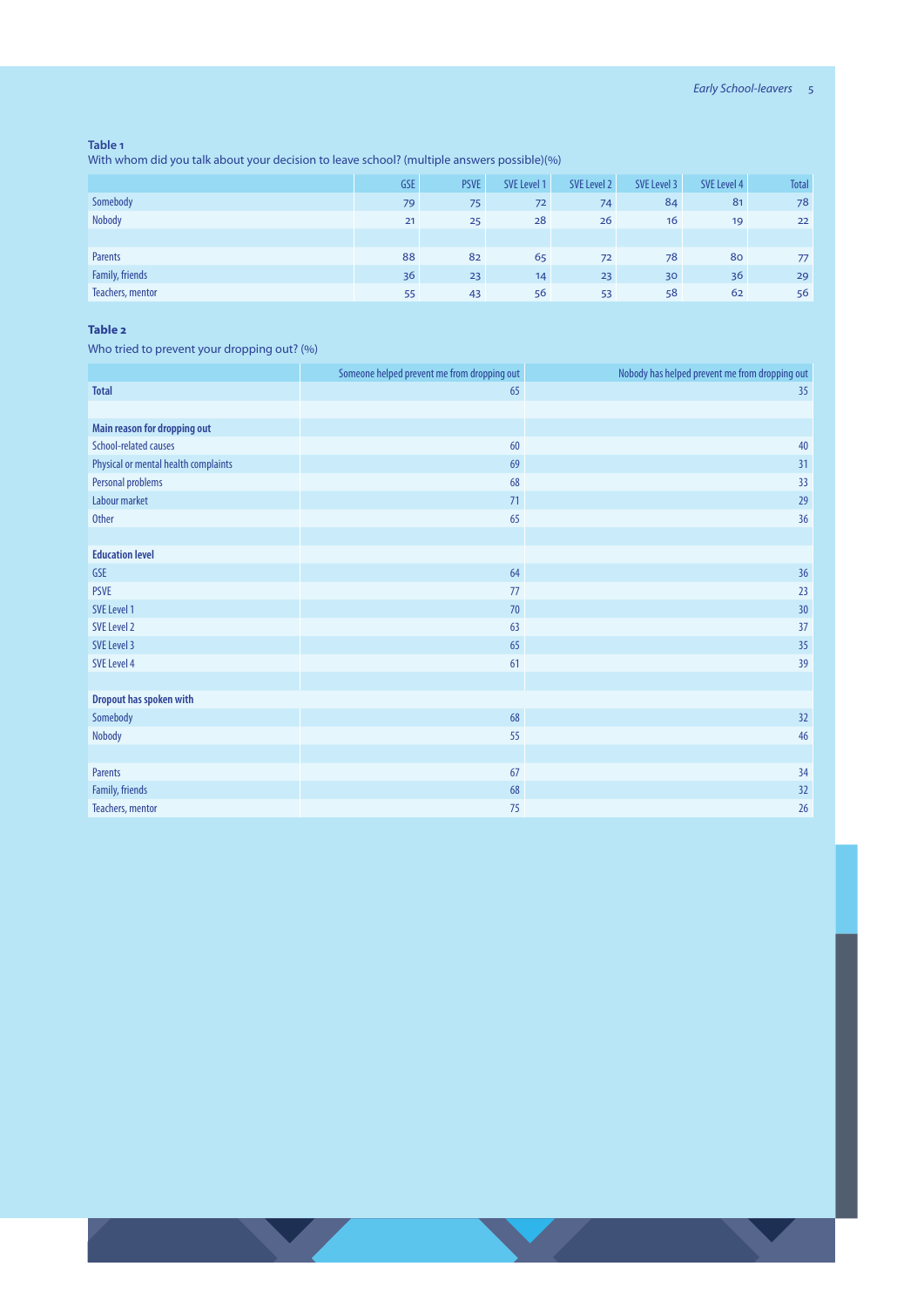**Table 1**

With whom did you talk about your decision to leave school? (multiple answers possible)(%)

| | GSE | PSVE | SVE Level 1 | SVE Level 2 | SVE Level 3 | SVE Level 4 | Total |
|---|---|---|---|---|---|---|---|
| Somebody | 79 | 75 | 72 | 74 | 84 | 81 | 78 |
| Nobody | 21 | 25 | 28 | 26 | 16 | 19 | 22 |
| | | | | | | | |
| Parents | 88 | 82 | 65 | 72 | 78 | 80 | 77 |
| Family, friends | 36 | 23 | 14 | 23 | 30 | 36 | 29 |
| Teachers, mentor | 55 | 43 | 56 | 53 | 58 | 62 | 56 |

**Table 2**

Who tried to prevent your dropping out? (%)

| | Someone helped prevent me from dropping out | Nobody has helped prevent me from dropping out |
|---|---|---|
| **Total** | 65 | 35 |
| | | |
| **Main reason for dropping out** | | |
| School-related causes | 60 | 40 |
| Physical or mental health complaints | 69 | 31 |
| Personal problems | 68 | 33 |
| Labour market | 71 | 29 |
| Other | 65 | 36 |
| | | |
| **Education level** | | |
| GSE | 64 | 36 |
| PSVE | 77 | 23 |
| SVE Level 1 | 70 | 30 |
| SVE Level 2 | 63 | 37 |
| SVE Level 3 | 65 | 35 |
| SVE Level 4 | 61 | 39 |
| | | |
| **Dropout has spoken with** | | |
| Somebody | 68 | 32 |
| Nobody | 55 | 46 |
| | | |
| Parents | 67 | 34 |
| Family, friends | 68 | 32 |
| Teachers, mentor | 75 | 26 |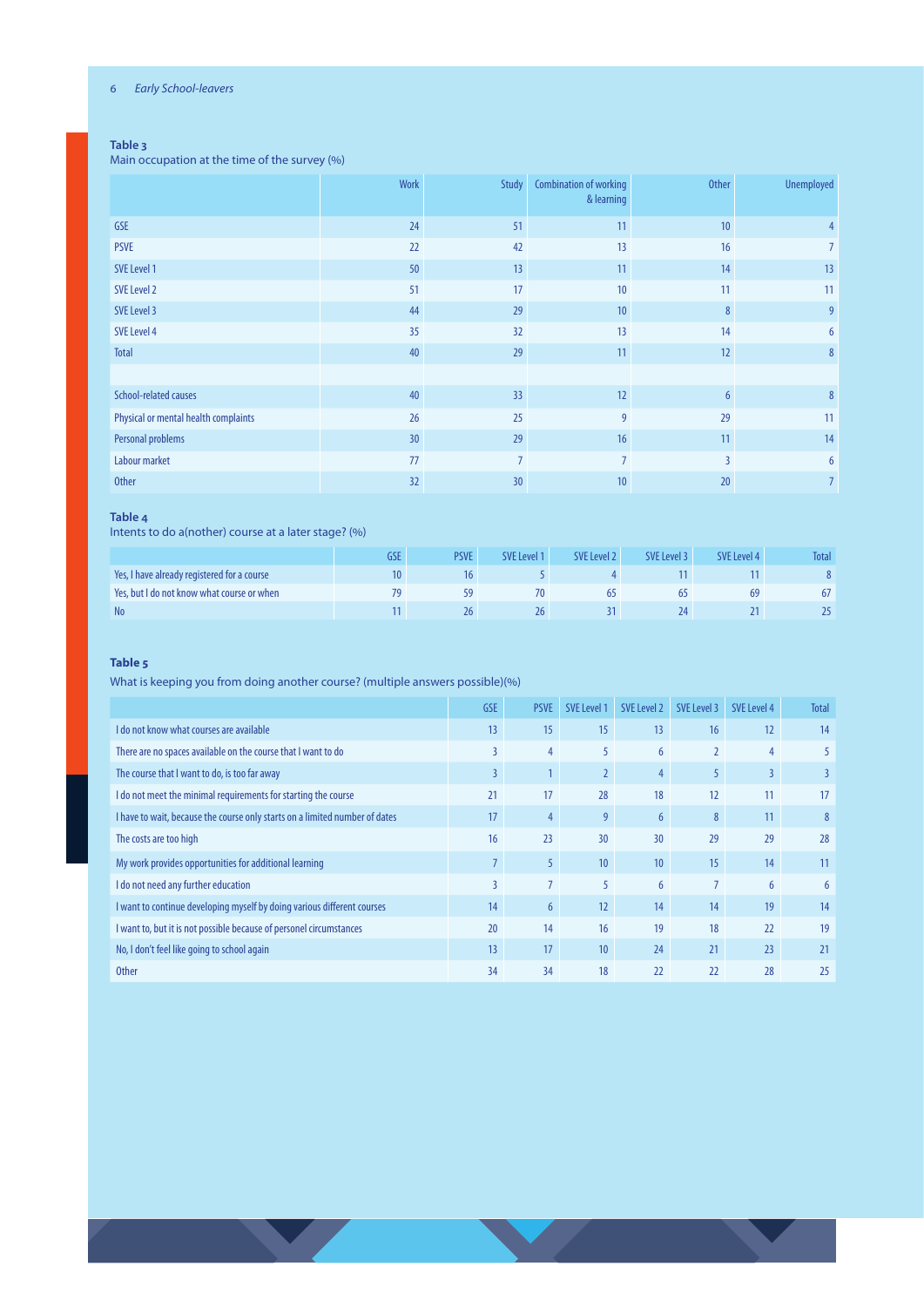**Table 3**
Main occupation at the time of the survey (%)

| | Work | Study | Combination of working & learning | Other | Unemployed |
|---|---|---|---|---|---|
| GSE | 24 | 51 | 11 | 10 | 4 |
| PSVE | 22 | 42 | 13 | 16 | 7 |
| SVE Level 1 | 50 | 13 | 11 | 14 | 13 |
| SVE Level 2 | 51 | 17 | 10 | 11 | 11 |
| SVE Level 3 | 44 | 29 | 10 | 8 | 9 |
| SVE Level 4 | 35 | 32 | 13 | 14 | 6 |
| Total | 40 | 29 | 11 | 12 | 8 |
| | | | | | |
| School-related causes | 40 | 33 | 12 | 6 | 8 |
| Physical or mental health complaints | 26 | 25 | 9 | 29 | 11 |
| Personal problems | 30 | 29 | 16 | 11 | 14 |
| Labour market | 77 | 7 | 7 | 3 | 6 |
| Other | 32 | 30 | 10 | 20 | 7 |

**Table 4**
Intents to do a(nother) course at a later stage? (%)

| | GSE | PSVE | SVE Level 1 | SVE Level 2 | SVE Level 3 | SVE Level 4 | Total |
|---|---|---|---|---|---|---|---|
| Yes, I have already registered for a course | 10 | 16 | 5 | 4 | 11 | 11 | 8 |
| Yes, but I do not know what course or when | 79 | 59 | 70 | 65 | 65 | 69 | 67 |
| No | 11 | 26 | 26 | 31 | 24 | 21 | 25 |

**Table 5**

What is keeping you from doing another course? (multiple answers possible)(%)

| | GSE | PSVE | SVE Level 1 | SVE Level 2 | SVE Level 3 | SVE Level 4 | Total |
|---|---|---|---|---|---|---|---|
| I do not know what courses are available | 13 | 15 | 15 | 13 | 16 | 12 | 14 |
| There are no spaces available on the course that I want to do | 3 | 4 | 5 | 6 | 2 | 4 | 5 |
| The course that I want to do, is too far away | 3 | 1 | 2 | 4 | 5 | 3 | 3 |
| I do not meet the minimal requirements for starting the course | 21 | 17 | 28 | 18 | 12 | 11 | 17 |
| I have to wait, because the course only starts on a limited number of dates | 17 | 4 | 9 | 6 | 8 | 11 | 8 |
| The costs are too high | 16 | 23 | 30 | 30 | 29 | 29 | 28 |
| My work provides opportunities for additional learning | 7 | 5 | 10 | 10 | 15 | 14 | 11 |
| I do not need any further education | 3 | 7 | 5 | 6 | 7 | 6 | 6 |
| I want to continue developing myself by doing various different courses | 14 | 6 | 12 | 14 | 14 | 19 | 14 |
| I want to, but it is not possible because of personel circumstances | 20 | 14 | 16 | 19 | 18 | 22 | 19 |
| No, I don't feel like going to school again | 13 | 17 | 10 | 24 | 21 | 23 | 21 |
| Other | 34 | 34 | 18 | 22 | 22 | 28 | 25 |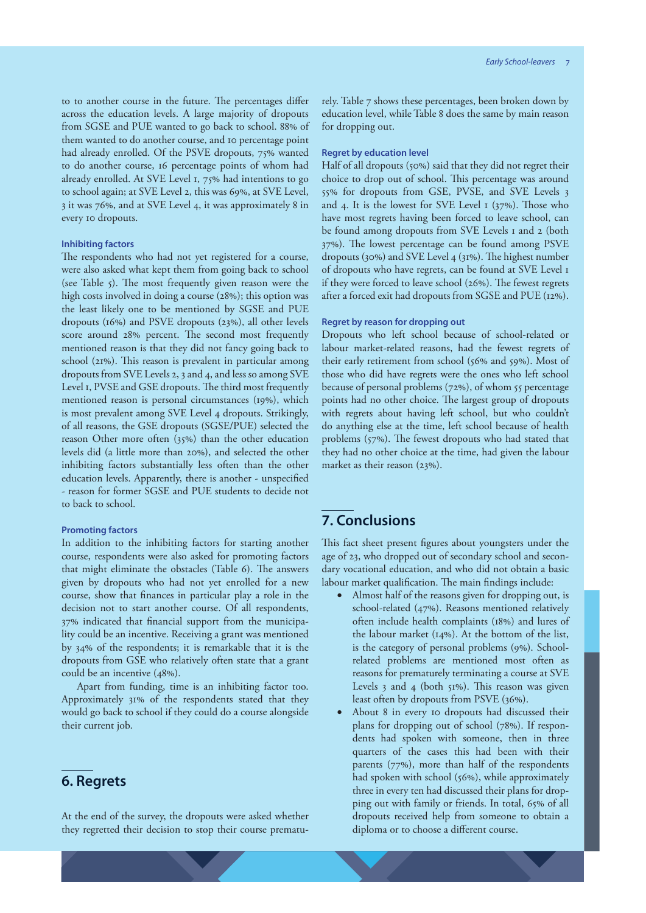to to another course in the future. The percentages differ across the education levels. A large majority of dropouts from SGSE and PUE wanted to go back to school. 88% of them wanted to do another course, and 10 percentage point had already enrolled. Of the PSVE dropouts, 75% wanted to do another course, 16 percentage points of whom had already enrolled. At SVE Level 1, 75% had intentions to go to school again; at SVE Level 2, this was 69%, at SVE Level, 3 it was 76%, and at SVE Level 4, it was approximately 8 in every 10 dropouts.

### Inhibiting factors

The respondents who had not yet registered for a course, were also asked what kept them from going back to school (see Table 5). The most frequently given reason were the high costs involved in doing a course (28%); this option was the least likely one to be mentioned by SGSE and PUE dropouts (16%) and PSVE dropouts (23%), all other levels score around 28% percent. The second most frequently mentioned reason is that they did not fancy going back to school (21%). This reason is prevalent in particular among dropouts from SVE Levels 2, 3 and 4, and less so among SVE Level 1, PSVE and GSE dropouts. The third most frequently mentioned reason is personal circumstances (19%), which is most prevalent among SVE Level 4 dropouts. Strikingly, of all reasons, the GSE dropouts (SGSE/PUE) selected the reason Other more often (35%) than the other education levels did (a little more than 20%), and selected the other inhibiting factors substantially less often than the other education levels. Apparently, there is another - unspecified - reason for former SGSE and PUE students to decide not to back to school.

### Promoting factors

In addition to the inhibiting factors for starting another course, respondents were also asked for promoting factors that might eliminate the obstacles (Table 6). The answers given by dropouts who had not yet enrolled for a new course, show that finances in particular play a role in the decision not to start another course. Of all respondents, 37% indicated that financial support from the municipality could be an incentive. Receiving a grant was mentioned by 34% of the respondents; it is remarkable that it is the dropouts from GSE who relatively often state that a grant could be an incentive (48%).

Apart from funding, time is an inhibiting factor too. Approximately 31% of the respondents stated that they would go back to school if they could do a course alongside their current job.

## 6. Regrets

At the end of the survey, the dropouts were asked whether they regretted their decision to stop their course prematurely. Table 7 shows these percentages, been broken down by education level, while Table 8 does the same by main reason for dropping out.

### Regret by education level

Half of all dropouts (50%) said that they did not regret their choice to drop out of school. This percentage was around 55% for dropouts from GSE, PVSE, and SVE Levels 3 and 4. It is the lowest for SVE Level 1 (37%). Those who have most regrets having been forced to leave school, can be found among dropouts from SVE Levels 1 and 2 (both 37%). The lowest percentage can be found among PSVE dropouts (30%) and SVE Level 4 (31%). The highest number of dropouts who have regrets, can be found at SVE Level 1 if they were forced to leave school (26%). The fewest regrets after a forced exit had dropouts from SGSE and PUE (12%).

### Regret by reason for dropping out

Dropouts who left school because of school-related or labour market-related reasons, had the fewest regrets of their early retirement from school (56% and 59%). Most of those who did have regrets were the ones who left school because of personal problems (72%), of whom 55 percentage points had no other choice. The largest group of dropouts with regrets about having left school, but who couldn't do anything else at the time, left school because of health problems (57%). The fewest dropouts who had stated that they had no other choice at the time, had given the labour market as their reason (23%).

## 7. Conclusions

This fact sheet present figures about youngsters under the age of 23, who dropped out of secondary school and secondary vocational education, and who did not obtain a basic labour market qualification. The main findings include:

- Almost half of the reasons given for dropping out, is school-related (47%). Reasons mentioned relatively often include health complaints (18%) and lures of the labour market (14%). At the bottom of the list, is the category of personal problems (9%). School-related problems are mentioned most often as reasons for prematurely terminating a course at SVE Levels 3 and 4 (both 51%). This reason was given least often by dropouts from PSVE (36%).
- About 8 in every 10 dropouts had discussed their plans for dropping out of school (78%). If respondents had spoken with someone, then in three quarters of the cases this had been with their parents (77%), more than half of the respondents had spoken with school (56%), while approximately three in every ten had discussed their plans for dropping out with family or friends. In total, 65% of all dropouts received help from someone to obtain a diploma or to choose a different course.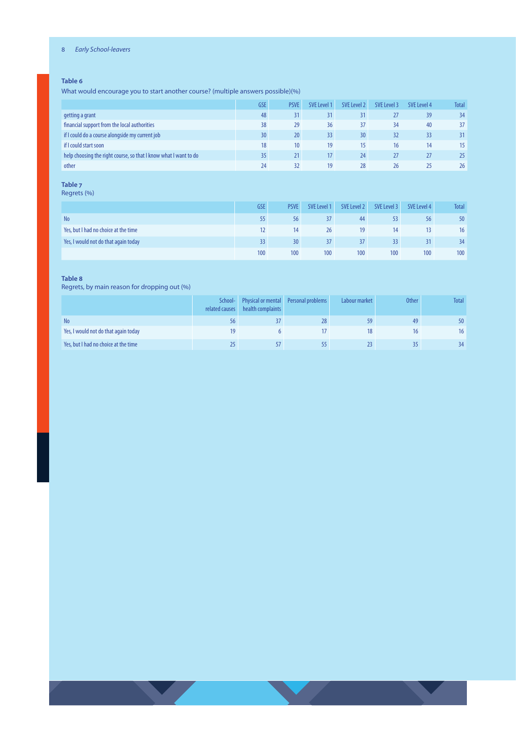**Table 6**

What would encourage you to start another course? (multiple answers possible)(%)

| | GSE | PSVE | SVE Level 1 | SVE Level 2 | SVE Level 3 | SVE Level 4 | Total |
|---|---|---|---|---|---|---|---|
| getting a grant | 48 | 31 | 31 | 31 | 27 | 39 | 34 |
| financial support from the local authorities | 38 | 29 | 36 | 37 | 34 | 40 | 37 |
| if I could do a course alongside my current job | 30 | 20 | 33 | 30 | 32 | 33 | 31 |
| if I could start soon | 18 | 10 | 19 | 15 | 16 | 14 | 15 |
| help choosing the right course, so that I know what I want to do | 35 | 21 | 17 | 24 | 27 | 27 | 25 |
| other | 24 | 32 | 19 | 28 | 26 | 25 | 26 |

**Table 7**

Regrets (%)

| | GSE | PSVE | SVE Level 1 | SVE Level 2 | SVE Level 3 | SVE Level 4 | Total |
|---|---|---|---|---|---|---|---|
| No | 55 | 56 | 37 | 44 | 53 | 56 | 50 |
| Yes, but I had no choice at the time | 12 | 14 | 26 | 19 | 14 | 13 | 16 |
| Yes, I would not do that again today | 33 | 30 | 37 | 37 | 33 | 31 | 34 |
| | 100 | 100 | 100 | 100 | 100 | 100 | 100 |

**Table 8**

Regrets, by main reason for dropping out (%)

| | School-related causes | Physical or mental health complaints | Personal problems | Labour market | Other | Total |
|---|---|---|---|---|---|---|
| No | 56 | 37 | 28 | 59 | 49 | 50 |
| Yes, I would not do that again today | 19 | 6 | 17 | 18 | 16 | 16 |
| Yes, but I had no choice at the time | 25 | 57 | 55 | 23 | 35 | 34 |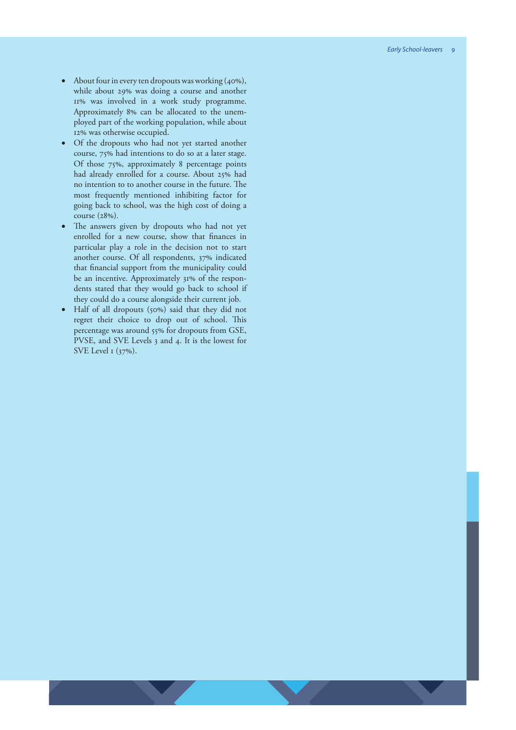- About four in every ten dropouts was working (40%), while about 29% was doing a course and another 11% was involved in a work study programme. Approximately 8% can be allocated to the unemployed part of the working population, while about 12% was otherwise occupied.
- Of the dropouts who had not yet started another course, 75% had intentions to do so at a later stage. Of those 75%, approximately 8 percentage points had already enrolled for a course. About 25% had no intention to to another course in the future. The most frequently mentioned inhibiting factor for going back to school, was the high cost of doing a course (28%).
- The answers given by dropouts who had not yet enrolled for a new course, show that finances in particular play a role in the decision not to start another course. Of all respondents, 37% indicated that financial support from the municipality could be an incentive. Approximately 31% of the respondents stated that they would go back to school if they could do a course alongside their current job.
- Half of all dropouts (50%) said that they did not regret their choice to drop out of school. This percentage was around 55% for dropouts from GSE, PVSE, and SVE Levels 3 and 4. It is the lowest for SVE Level 1 (37%).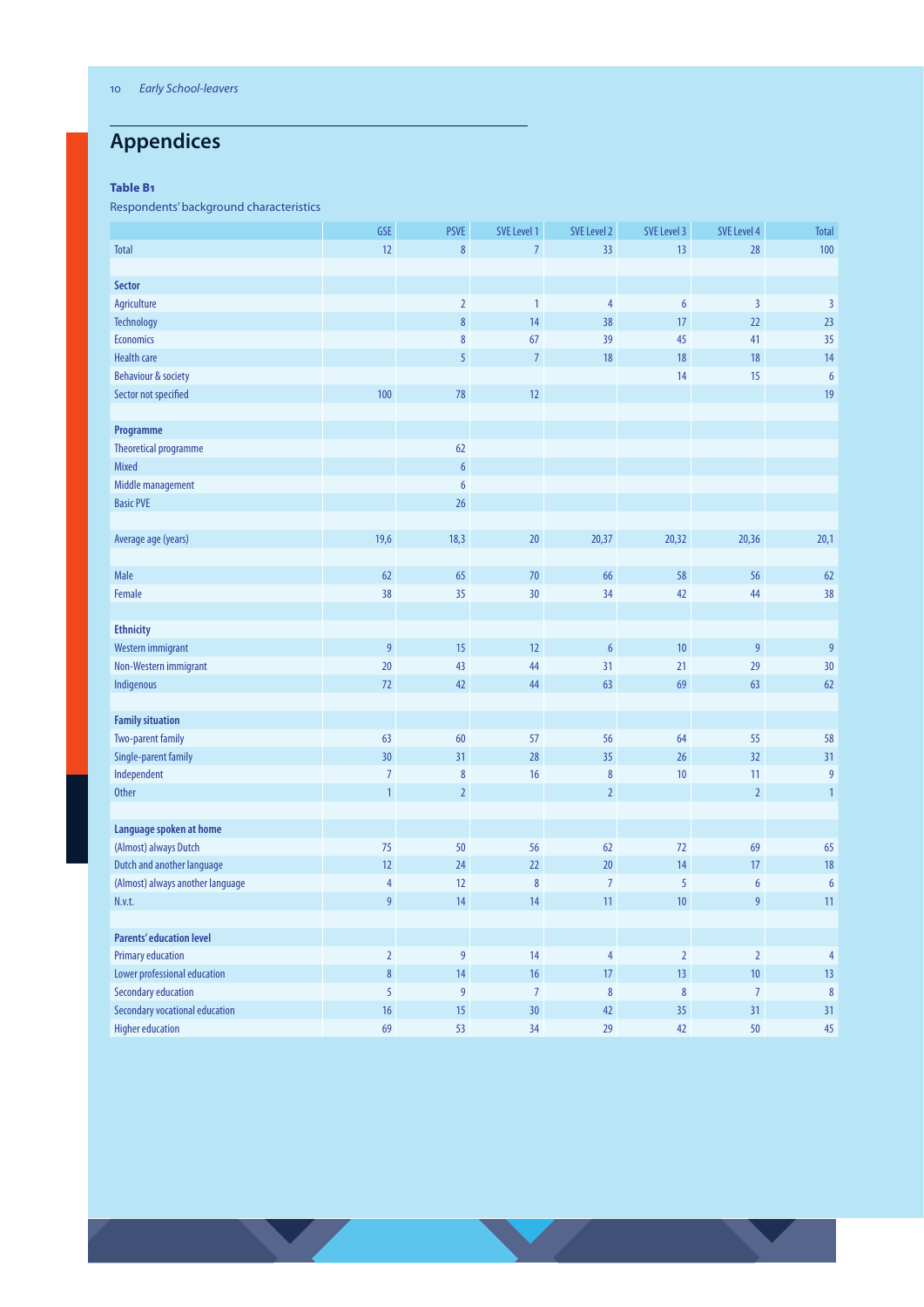## Appendices

**Table B1**

Respondents' background characteristics

| | GSE | PSVE | SVE Level 1 | SVE Level 2 | SVE Level 3 | SVE Level 4 | Total |
|---|---|---|---|---|---|---|---|
| Total | 12 | 8 | 7 | 33 | 13 | 28 | 100 |
| | | | | | | | |
| **Sector** | | | | | | | |
| Agriculture | | 2 | 1 | 4 | 6 | 3 | 3 |
| Technology | | 8 | 14 | 38 | 17 | 22 | 23 |
| Economics | | 8 | 67 | 39 | 45 | 41 | 35 |
| Health care | | 5 | 7 | 18 | 18 | 18 | 14 |
| Behaviour & society | | | | | 14 | 15 | 6 |
| Sector not specified | 100 | 78 | 12 | | | | 19 |
| | | | | | | | |
| **Programme** | | | | | | | |
| Theoretical programme | | 62 | | | | | |
| Mixed | | 6 | | | | | |
| Middle management | | 6 | | | | | |
| Basic PVE | | 26 | | | | | |
| | | | | | | | |
| Average age (years) | 19,6 | 18,3 | 20 | 20,37 | 20,32 | 20,36 | 20,1 |
| | | | | | | | |
| Male | 62 | 65 | 70 | 66 | 58 | 56 | 62 |
| Female | 38 | 35 | 30 | 34 | 42 | 44 | 38 |
| | | | | | | | |
| **Ethnicity** | | | | | | | |
| Western immigrant | 9 | 15 | 12 | 6 | 10 | 9 | 9 |
| Non-Western immigrant | 20 | 43 | 44 | 31 | 21 | 29 | 30 |
| Indigenous | 72 | 42 | 44 | 63 | 69 | 63 | 62 |
| | | | | | | | |
| **Family situation** | | | | | | | |
| Two-parent family | 63 | 60 | 57 | 56 | 64 | 55 | 58 |
| Single-parent family | 30 | 31 | 28 | 35 | 26 | 32 | 31 |
| Independent | 7 | 8 | 16 | 8 | 10 | 11 | 9 |
| Other | 1 | 2 | | 2 | | 2 | 1 |
| | | | | | | | |
| **Language spoken at home** | | | | | | | |
| (Almost) always Dutch | 75 | 50 | 56 | 62 | 72 | 69 | 65 |
| Dutch and another language | 12 | 24 | 22 | 20 | 14 | 17 | 18 |
| (Almost) always another language | 4 | 12 | 8 | 7 | 5 | 6 | 6 |
| N.v.t. | 9 | 14 | 14 | 11 | 10 | 9 | 11 |
| | | | | | | | |
| **Parents' education level** | | | | | | | |
| Primary education | 2 | 9 | 14 | 4 | 2 | 2 | 4 |
| Lower professional education | 8 | 14 | 16 | 17 | 13 | 10 | 13 |
| Secondary education | 5 | 9 | 7 | 8 | 8 | 7 | 8 |
| Secondary vocational education | 16 | 15 | 30 | 42 | 35 | 31 | 31 |
| Higher education | 69 | 53 | 34 | 29 | 42 | 50 | 45 |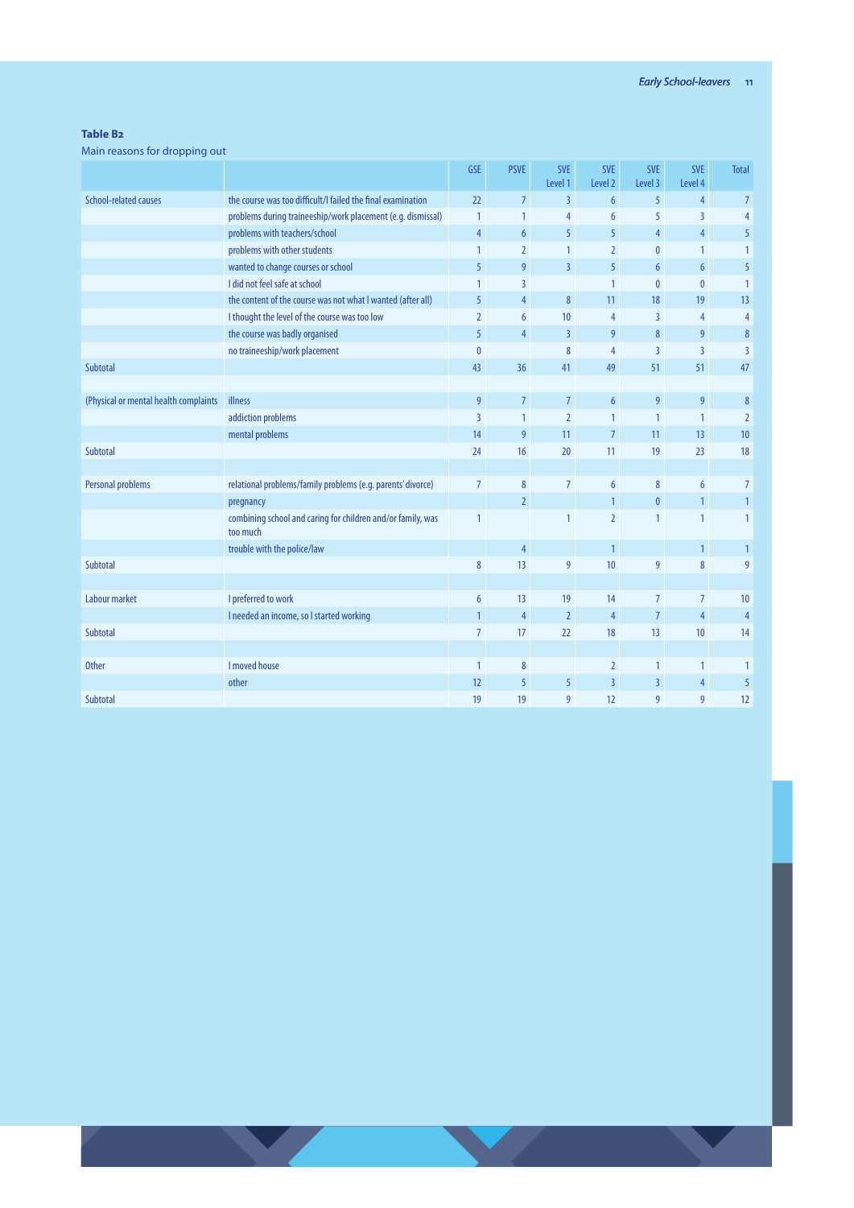**Table B2**

Main reasons for dropping out

| | | GSE | PSVE | SVE Level 1 | SVE Level 2 | SVE Level 3 | SVE Level 4 | Total |
|---|---|---|---|---|---|---|---|---|
| School-related causes | the course was too difficult/I failed the final examination | 22 | 7 | 3 | 6 | 5 | 4 | 7 |
| | problems during traineeship/work placement (e.g. dismissal) | 1 | 1 | 4 | 6 | 5 | 3 | 4 |
| | problems with teachers/school | 4 | 6 | 5 | 5 | 4 | 4 | 5 |
| | problems with other students | 1 | 2 | 1 | 2 | 0 | 1 | 1 |
| | wanted to change courses or school | 5 | 9 | 3 | 5 | 6 | 6 | 5 |
| | I did not feel safe at school | 1 | 3 | | 1 | 0 | 0 | 1 |
| | the content of the course was not what I wanted (after all) | 5 | 4 | 8 | 11 | 18 | 19 | 13 |
| | I thought the level of the course was too low | 2 | 6 | 10 | 4 | 3 | 4 | 4 |
| | the course was badly organised | 5 | 4 | 3 | 9 | 8 | 9 | 8 |
| | no traineeship/work placement | 0 | | 8 | 4 | 3 | 3 | 3 |
| Subtotal | | 43 | 36 | 41 | 49 | 51 | 51 | 47 |
| | | | | | | | | |
| (Physical or mental health complaints | illness | 9 | 7 | 7 | 6 | 9 | 9 | 8 |
| | addiction problems | 3 | 1 | 2 | 1 | 1 | 1 | 2 |
| | mental problems | 14 | 9 | 11 | 7 | 11 | 13 | 10 |
| Subtotal | | 24 | 16 | 20 | 11 | 19 | 23 | 18 |
| | | | | | | | | |
| Personal problems | relational problems/family problems (e.g. parents' divorce) | 7 | 8 | 7 | 6 | 8 | 6 | 7 |
| | pregnancy | | 2 | | 1 | 0 | 1 | 1 |
| | combining school and caring for children and/or family, was too much | 1 | | 1 | 2 | 1 | 1 | 1 |
| | trouble with the police/law | | 4 | | 1 | | 1 | 1 |
| Subtotal | | 8 | 13 | 9 | 10 | 9 | 8 | 9 |
| | | | | | | | | |
| Labour market | I preferred to work | 6 | 13 | 19 | 14 | 7 | 7 | 10 |
| | I needed an income, so I started working | 1 | 4 | 2 | 4 | 7 | 4 | 4 |
| Subtotal | | 7 | 17 | 22 | 18 | 13 | 10 | 14 |
| | | | | | | | | |
| Other | I moved house | 1 | 8 | | 2 | 1 | 1 | 1 |
| | other | 12 | 5 | 5 | 3 | 3 | 4 | 5 |
| Subtotal | | 19 | 19 | 9 | 12 | 9 | 9 | 12 |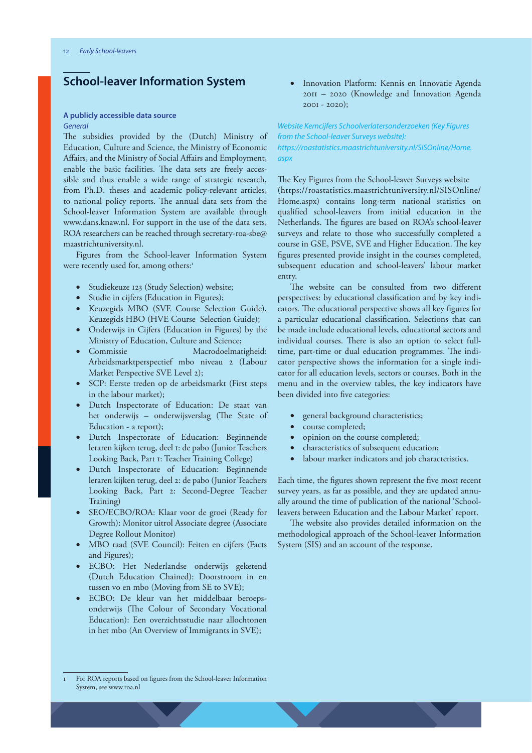## School-leaver Information System

### A publicly accessible data source

*General*

The subsidies provided by the (Dutch) Ministry of Education, Culture and Science, the Ministry of Economic Affairs, and the Ministry of Social Affairs and Employment, enable the basic facilities. The data sets are freely accessible and thus enable a wide range of strategic research, from Ph.D. theses and academic policy-relevant articles, to national policy reports. The annual data sets from the School-leaver Information System are available through www.dans.knaw.nl. For support in the use of the data sets, ROA researchers can be reached through secretary-roa-sbe@maastrichtuniversity.nl.

Figures from the School-leaver Information System were recently used for, among others:[1]

- Studiekeuze 123 (Study Selection) website;
- Studie in cijfers (Education in Figures);
- Keuzegids MBO (SVE Course Selection Guide), Keuzegids HBO (HVE Course Selection Guide);
- Onderwijs in Cijfers (Education in Figures) by the Ministry of Education, Culture and Science;
- Commissie Macrodoelmatigheid: Arbeidsmarktperspectief mbo niveau 2 (Labour Market Perspective SVE Level 2);
- SCP: Eerste treden op de arbeidsmarkt (First steps in the labour market);
- Dutch Inspectorate of Education: De staat van het onderwijs – onderwijsverslag (The State of Education - a report);
- Dutch Inspectorate of Education: Beginnende leraren kijken terug, deel 1: de pabo (Junior Teachers Looking Back, Part 1: Teacher Training College)
- Dutch Inspectorate of Education: Beginnende leraren kijken terug, deel 2: de pabo (Junior Teachers Looking Back, Part 2: Second-Degree Teacher Training)
- SEO/ECBO/ROA: Klaar voor de groei (Ready for Growth): Monitor uitrol Associate degree (Associate Degree Rollout Monitor)
- MBO raad (SVE Council): Feiten en cijfers (Facts and Figures);
- ECBO: Het Nederlandse onderwijs geketend (Dutch Education Chained): Doorstroom in en tussen vo en mbo (Moving from SE to SVE);
- ECBO: De kleur van het middelbaar beroepsonderwijs (The Colour of Secondary Vocational Education): Een overzichtsstudie naar allochtonen in het mbo (An Overview of Immigrants in SVE);
- Innovation Platform: Kennis en Innovatie Agenda 2011 – 2020 (Knowledge and Innovation Agenda 2001 - 2020);

*Website Kerncijfers Schoolverlatersonderzoeken (Key Figures from the School-leaver Surveys website): https://roastatistics.maastrichtuniversity.nl/SISOnline/Home.aspx*

The Key Figures from the School-leaver Surveys website (https://roastatistics.maastrichtuniversity.nl/SISOnline/Home.aspx) contains long-term national statistics on qualified school-leavers from initial education in the Netherlands. The figures are based on ROA's school-leaver surveys and relate to those who successfully completed a course in GSE, PSVE, SVE and Higher Education. The key figures presented provide insight in the courses completed, subsequent education and school-leavers' labour market entry.

The website can be consulted from two different perspectives: by educational classification and by key indicators. The educational perspective shows all key figures for a particular educational classification. Selections that can be made include educational levels, educational sectors and individual courses. There is also an option to select full-time, part-time or dual education programmes. The indicator perspective shows the information for a single indicator for all education levels, sectors or courses. Both in the menu and in the overview tables, the key indicators have been divided into five categories:

- general background characteristics;
- course completed;
- opinion on the course completed;
- characteristics of subsequent education;
- labour marker indicators and job characteristics.

Each time, the figures shown represent the five most recent survey years, as far as possible, and they are updated annually around the time of publication of the national 'School-leavers between Education and the Labour Market' report.

The website also provides detailed information on the methodological approach of the School-leaver Information System (SIS) and an account of the response.

---

1 For ROA reports based on figures from the School-leaver Information System, see www.roa.nl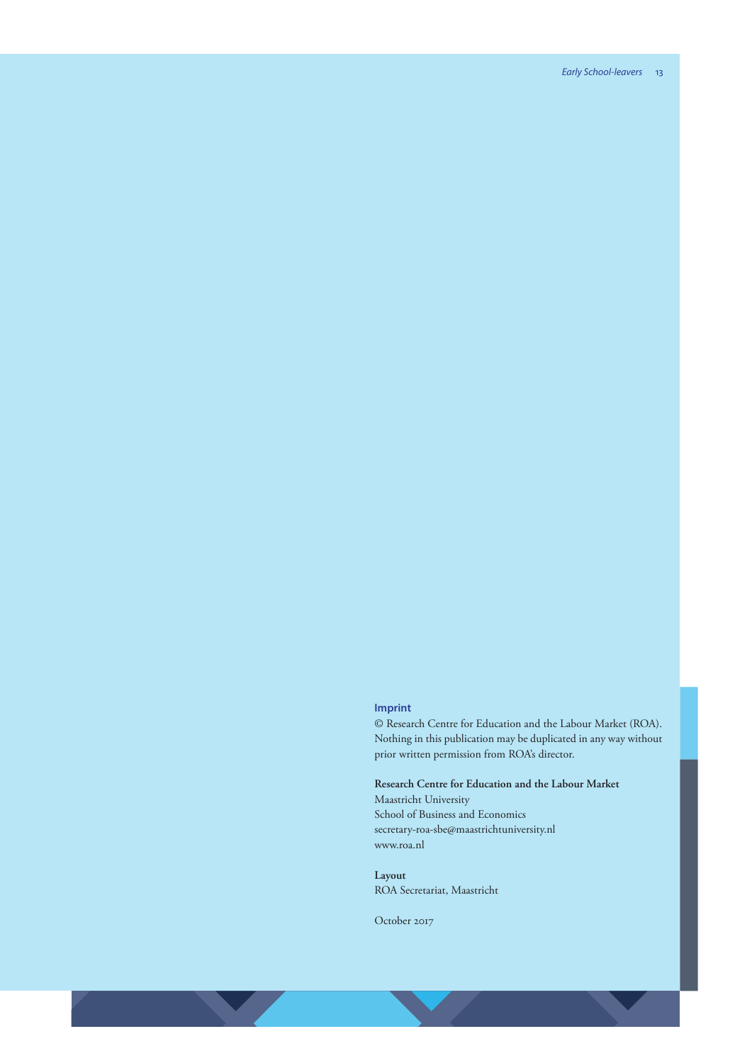### Imprint

© Research Centre for Education and the Labour Market (ROA).
Nothing in this publication may be duplicated in any way without prior written permission from ROA's director.

**Research Centre for Education and the Labour Market**
Maastricht University
School of Business and Economics
secretary-roa-sbe@maastrichtuniversity.nl
www.roa.nl

**Layout**
ROA Secretariat, Maastricht

October 2017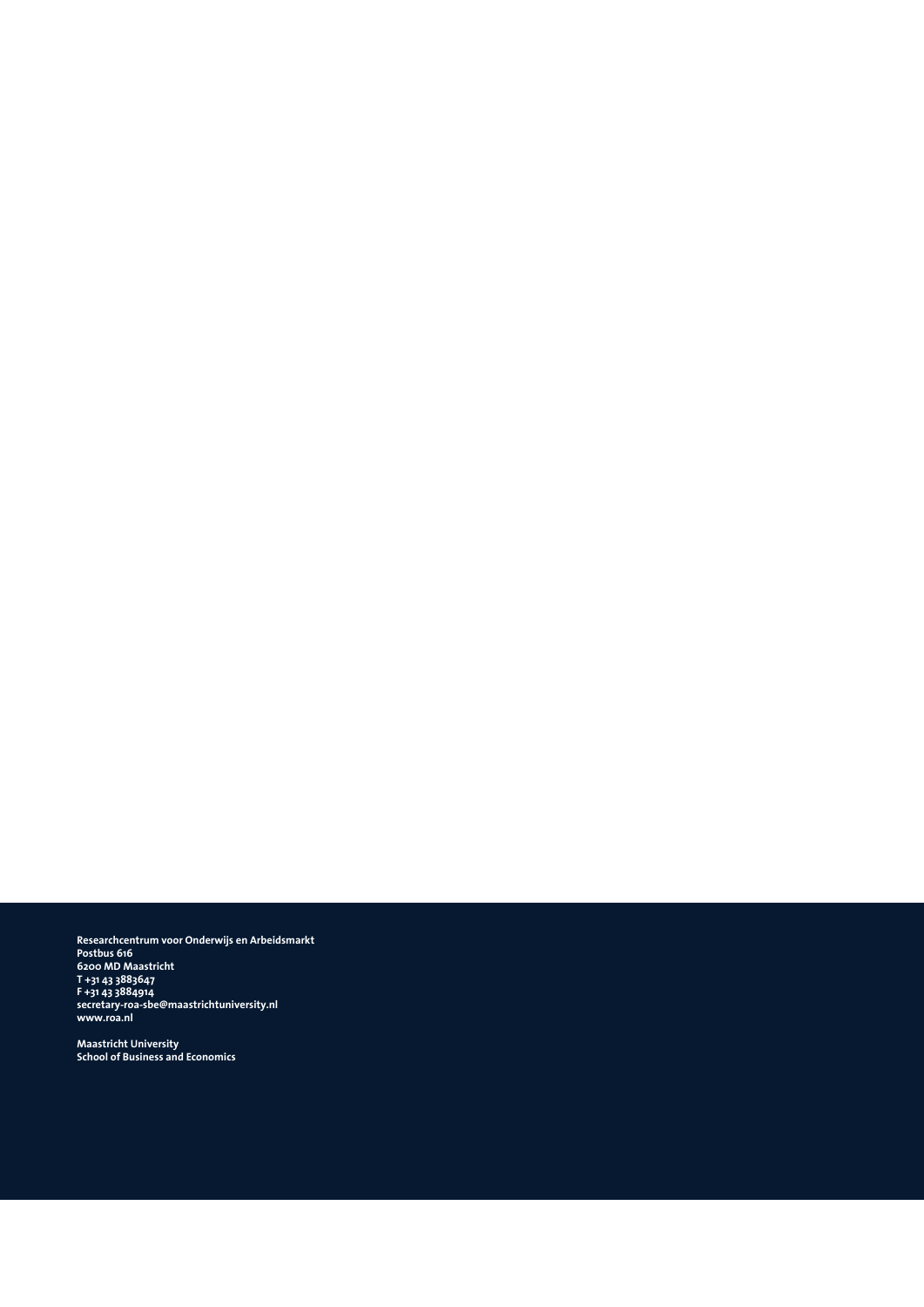**Researchcentrum voor Onderwijs en Arbeidsmarkt**
**Postbus 616**
**6200 MD Maastricht**
**T +31 43 3883647**
**F +31 43 3884914**
**secretary-roa-sbe@maastrichtuniversity.nl**
**www.roa.nl**

**Maastricht University**
**School of Business and Economics**